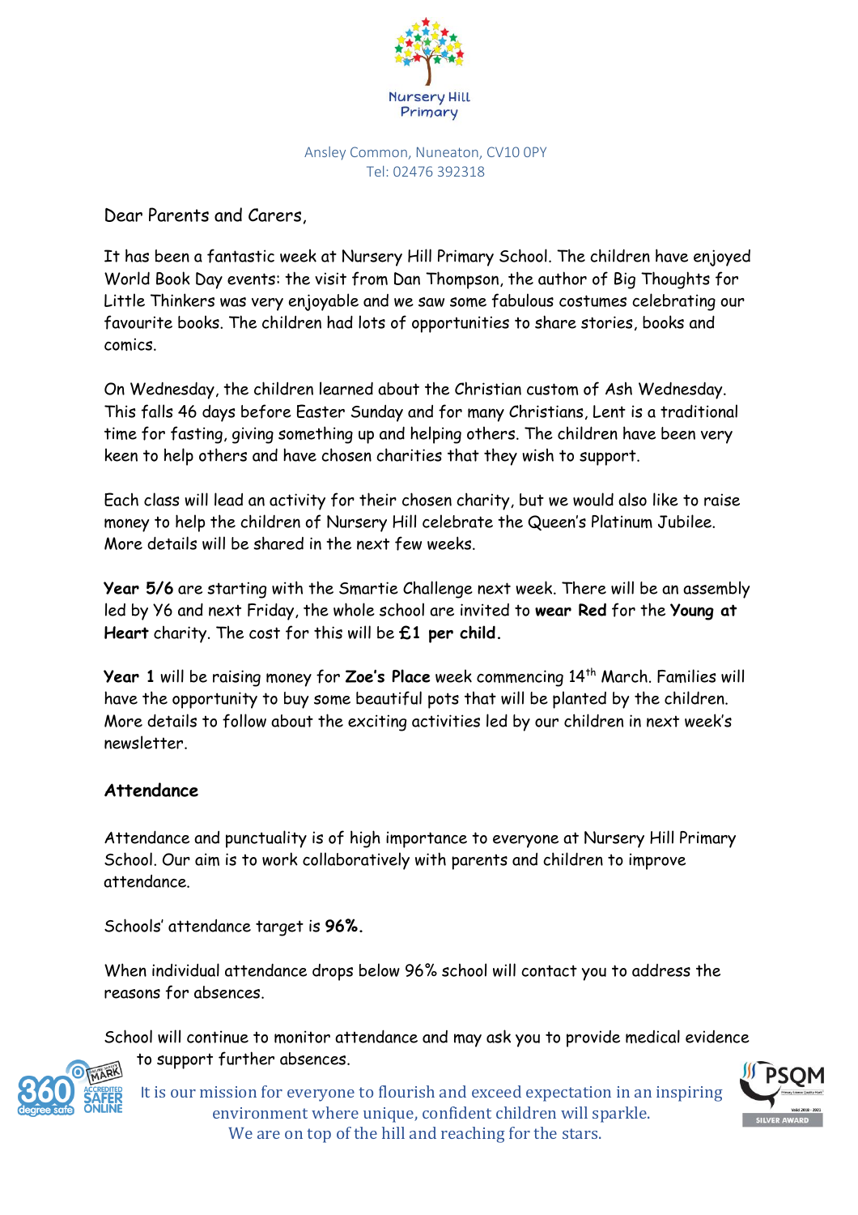Nursery Hill Primary

Ansley Common, Nuneaton, CV10 0PY
Tel: 02476 392318

Dear Parents and Carers,

It has been a fantastic week at Nursery Hill Primary School. The children have enjoyed World Book Day events: the visit from Dan Thompson, the author of Big Thoughts for Little Thinkers was very enjoyable and we saw some fabulous costumes celebrating our favourite books. The children had lots of opportunities to share stories, books and comics.

On Wednesday, the children learned about the Christian custom of Ash Wednesday. This falls 46 days before Easter Sunday and for many Christians, Lent is a traditional time for fasting, giving something up and helping others. The children have been very keen to help others and have chosen charities that they wish to support.

Each class will lead an activity for their chosen charity, but we would also like to raise money to help the children of Nursery Hill celebrate the Queen's Platinum Jubilee. More details will be shared in the next few weeks.

**Year 5/6** are starting with the Smartie Challenge next week. There will be an assembly led by Y6 and next Friday, the whole school are invited to **wear Red** for the **Young at Heart** charity. The cost for this will be **£1 per child.**

**Year 1** will be raising money for **Zoe's Place** week commencing 14th March. Families will have the opportunity to buy some beautiful pots that will be planted by the children. More details to follow about the exciting activities led by our children in next week's newsletter.

## Attendance

Attendance and punctuality is of high importance to everyone at Nursery Hill Primary School. Our aim is to work collaboratively with parents and children to improve attendance.

Schools' attendance target is **96%.**

When individual attendance drops below 96% school will contact you to address the reasons for absences.

School will continue to monitor attendance and may ask you to provide medical evidence to support further absences.

It is our mission for everyone to flourish and exceed expectation in an inspiring environment where unique, confident children will sparkle.
We are on top of the hill and reaching for the stars.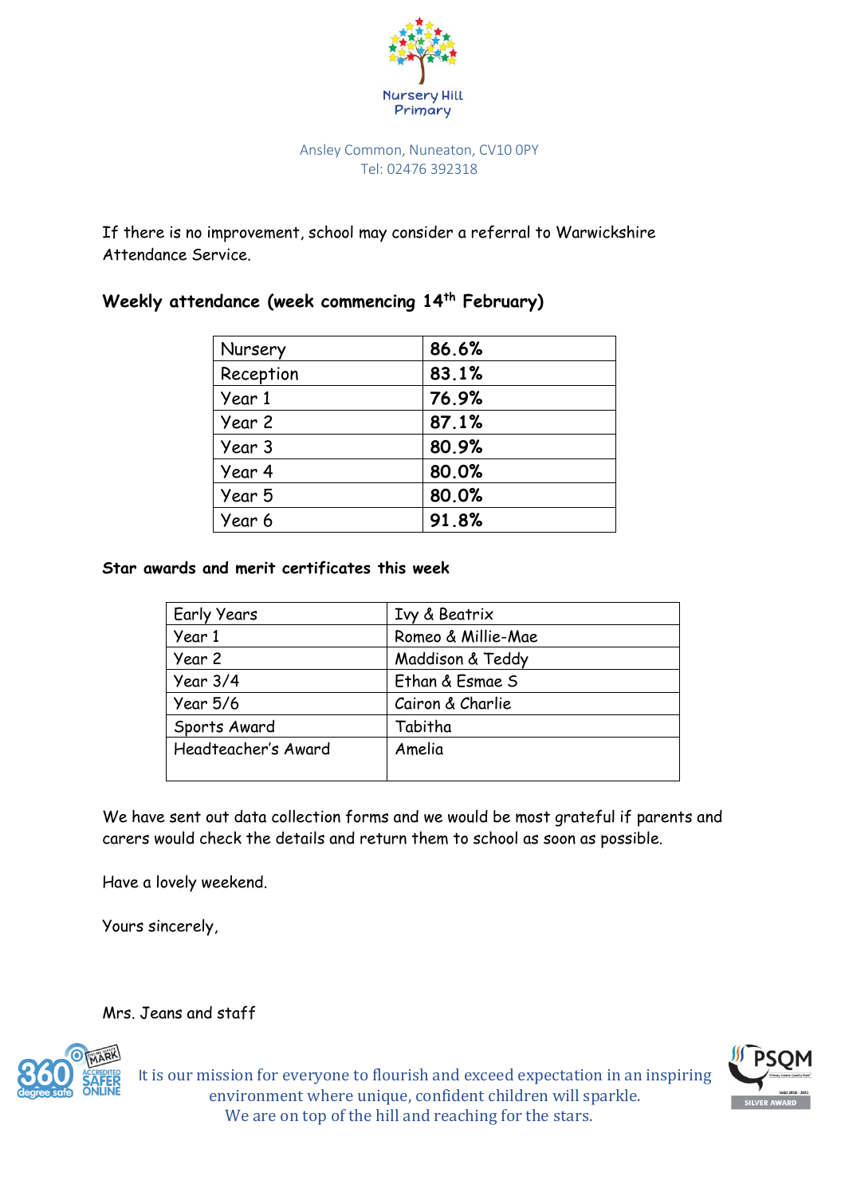Nursery Hill Primary

Ansley Common, Nuneaton, CV10 0PY
Tel: 02476 392318

If there is no improvement, school may consider a referral to Warwickshire Attendance Service.

## Weekly attendance (week commencing 14th February)

| | |
|---|---|
| Nursery | **86.6%** |
| Reception | **83.1%** |
| Year 1 | **76.9%** |
| Year 2 | **87.1%** |
| Year 3 | **80.9%** |
| Year 4 | **80.0%** |
| Year 5 | **80.0%** |
| Year 6 | **91.8%** |

**Star awards and merit certificates this week**

| | |
|---|---|
| Early Years | Ivy & Beatrix |
| Year 1 | Romeo & Millie-Mae |
| Year 2 | Maddison & Teddy |
| Year 3/4 | Ethan & Esmae S |
| Year 5/6 | Cairon & Charlie |
| Sports Award | Tabitha |
| Headteacher's Award | Amelia |

We have sent out data collection forms and we would be most grateful if parents and carers would check the details and return them to school as soon as possible.

Have a lovely weekend.

Yours sincerely,

Mrs. Jeans and staff

It is our mission for everyone to flourish and exceed expectation in an inspiring environment where unique, confident children will sparkle.
We are on top of the hill and reaching for the stars.